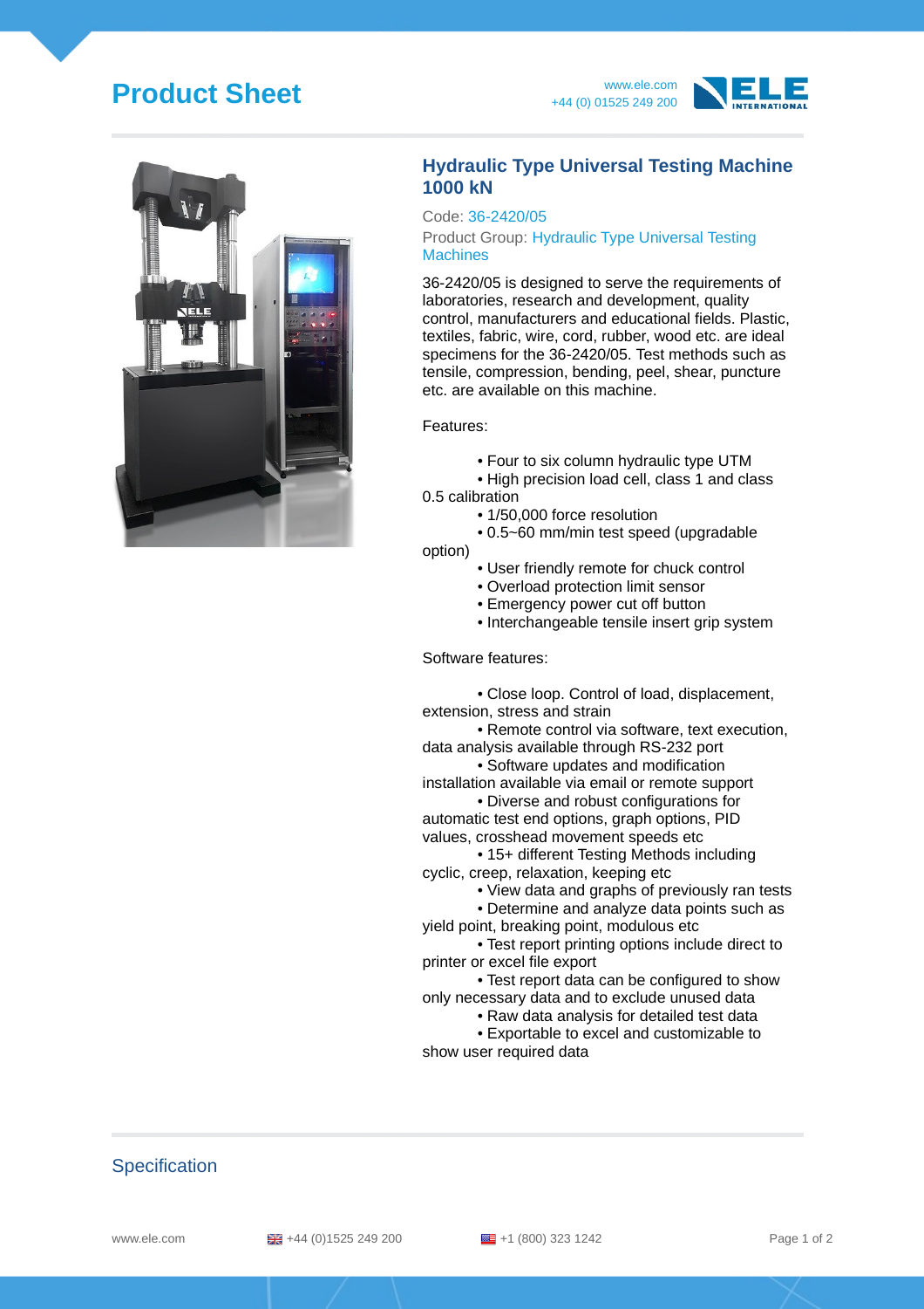# Product Sheet

## Hydraulic Type Universal Testing Machine 1000 kN

Code: 36-2420/05

Product Group: Hydraulic Type Universal Testing Machines

36-2420/05 is designed to serve the requirements of laboratories, research and development, quality control, manufacturers and educational fields. Plastic, textiles, fabric, wire, cord, rubber, wood etc. are ideal specimens for the 36-2420/05. Test methods such as tensile, compression, bending, peel, shear, puncture etc. are available on this machine.

Features:

- Four to six column hydraulic type UTM
- High precision load cell, class 1 and class 0.5 calibration
- 1/50,000 force resolution
- 0.5~60 mm/min test speed (upgradable option)
- User friendly remote for chuck control
- Overload protection limit sensor
- Emergency power cut off button
- Interchangeable tensile insert grip system

Software features:

- Close loop. Control of load, displacement, extension, stress and strain
- Remote control via software, text execution, data analysis available through RS-232 port
- Software updates and modification installation available via email or remote support
- Diverse and robust configurations for automatic test end options, graph options, PID values, crosshead movement speeds etc
- 15+ different Testing Methods including cyclic, creep, relaxation, keeping etc
- View data and graphs of previously ran tests
- Determine and analyze data points such as yield point, breaking point, modulous etc
- Test report printing options include direct to printer or excel file export
- Test report data can be configured to show only necessary data and to exclude unused data
- Raw data analysis for detailed test data
- Exportable to excel and customizable to show user required data

## Specification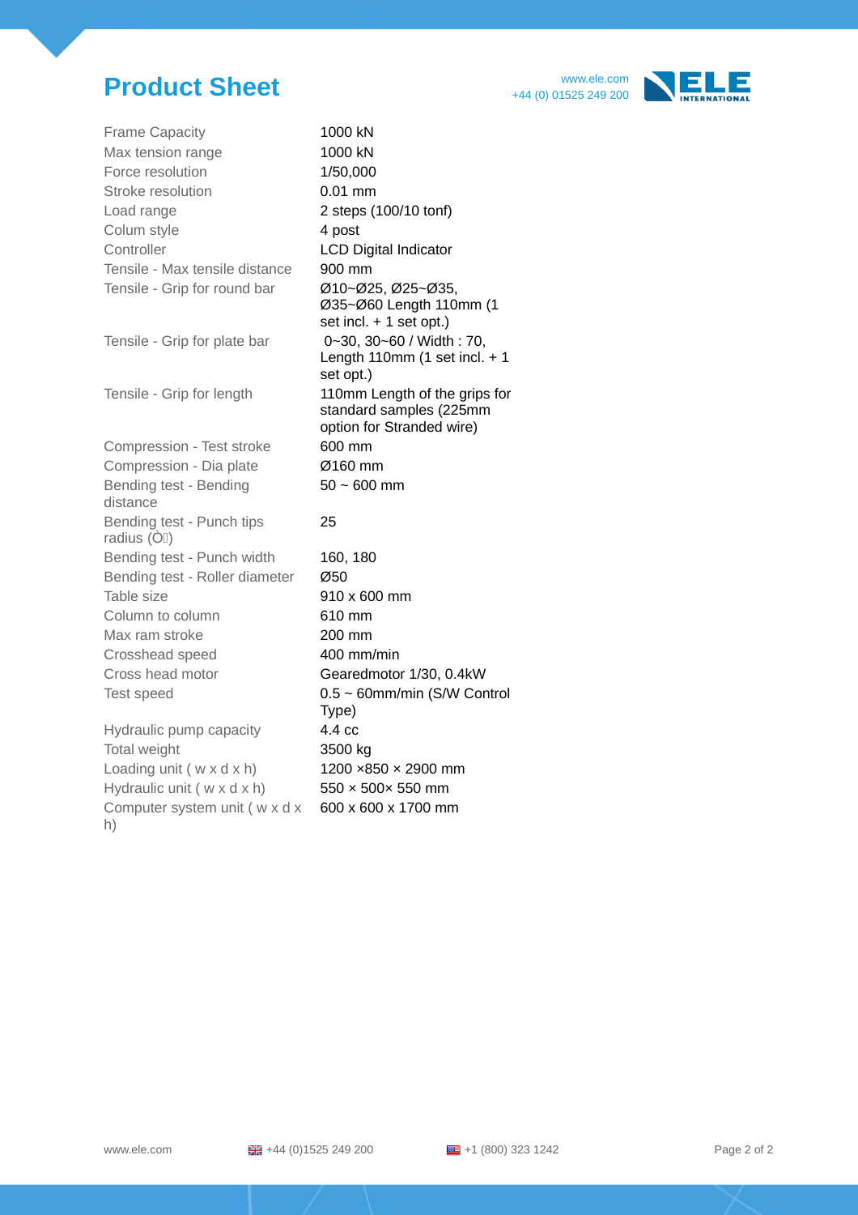# Product Sheet

| | |
|---|---|
| Frame Capacity | 1000 kN |
| Max tension range | 1000 kN |
| Force resolution | 1/50,000 |
| Stroke resolution | 0.01 mm |
| Load range | 2 steps (100/10 tonf) |
| Colum style | 4 post |
| Controller | LCD Digital Indicator |
| Tensile - Max tensile distance | 900 mm |
| Tensile - Grip for round bar | Ø10~Ø25, Ø25~Ø35, Ø35~Ø60 Length 110mm (1 set incl. + 1 set opt.) |
| Tensile - Grip for plate bar | 0~30, 30~60 / Width : 70, Length 110mm (1 set incl. + 1 set opt.) |
| Tensile - Grip for length | 110mm Length of the grips for standard samples (225mm option for Stranded wire) |
| Compression - Test stroke | 600 mm |
| Compression - Dia plate | Ø160 mm |
| Bending test - Bending distance | 50 ~ 600 mm |
| Bending test - Punch tips radius (Ò) | 25 |
| Bending test - Punch width | 160, 180 |
| Bending test - Roller diameter | Ø50 |
| Table size | 910 x 600 mm |
| Column to column | 610 mm |
| Max ram stroke | 200 mm |
| Crosshead speed | 400 mm/min |
| Cross head motor | Gearedmotor 1/30, 0.4kW |
| Test speed | 0.5 ~ 60mm/min (S/W Control Type) |
| Hydraulic pump capacity | 4.4 cc |
| Total weight | 3500 kg |
| Loading unit ( w x d x h) | 1200 ×850 × 2900 mm |
| Hydraulic unit ( w x d x h) | 550 × 500× 550 mm |
| Computer system unit ( w x d x h) | 600 x 600 x 1700 mm |